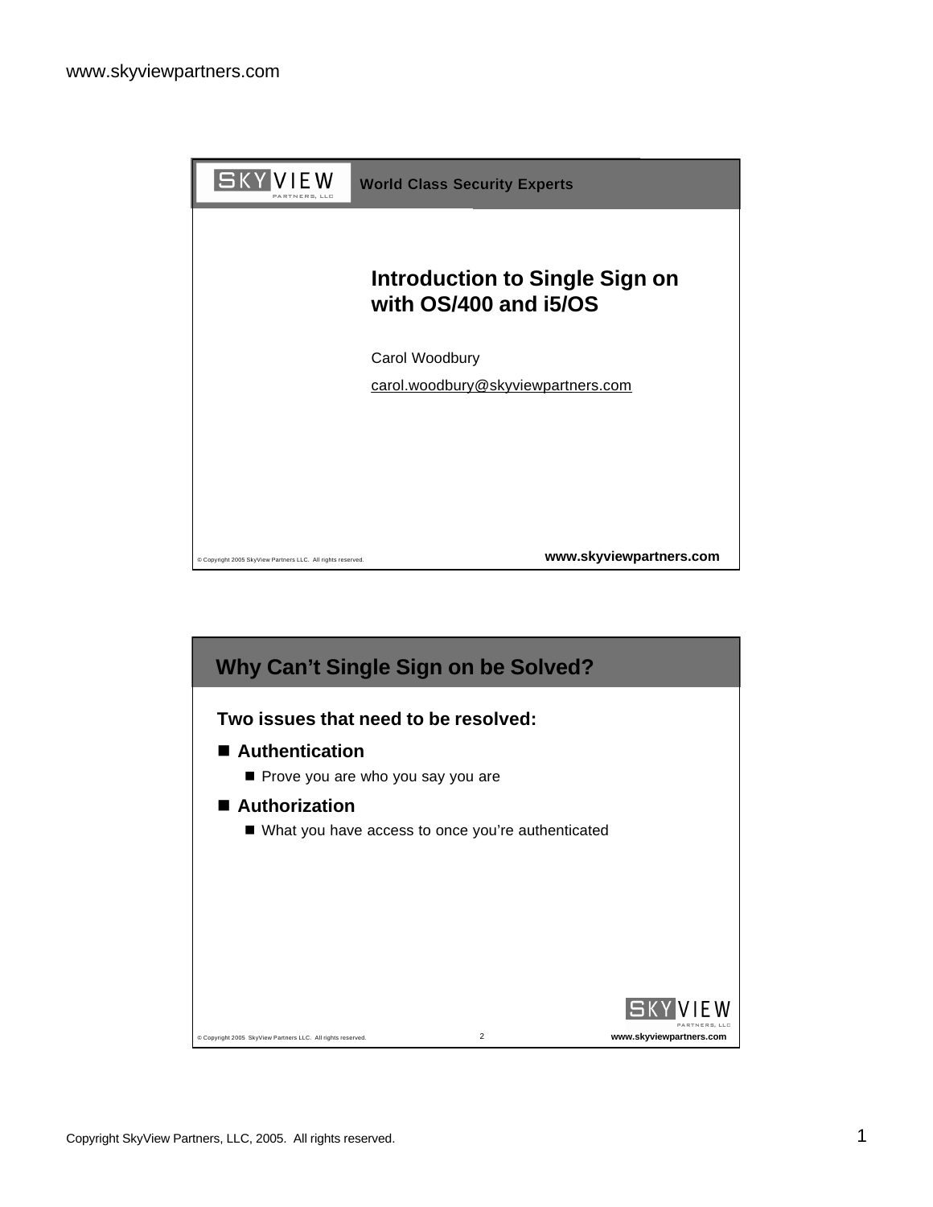# Introduction to Single Sign on with OS/400 and i5/OS

Carol Woodbury

carol.woodbury@skyviewpartners.com

## Why Can't Single Sign on be Solved?

**Two issues that need to be resolved:**

- **Authentication**
  - Prove you are who you say you are
- **Authorization**
  - What you have access to once you're authenticated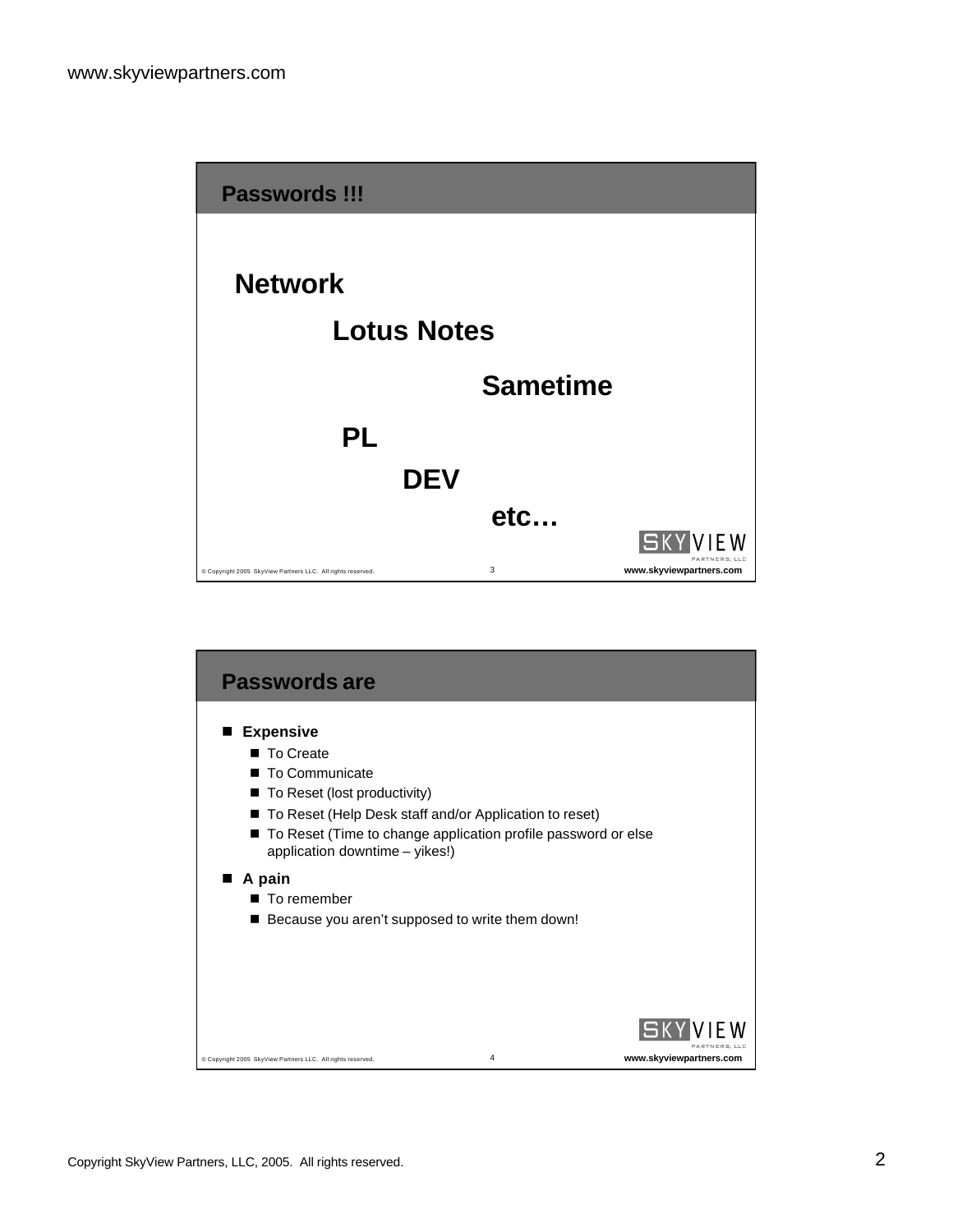## Passwords !!!

**Network**

**Lotus Notes**

**Sametime**

**PL**

**DEV**

**etc…**

## Passwords are

- **Expensive**
  - To Create
  - To Communicate
  - To Reset (lost productivity)
  - To Reset (Help Desk staff and/or Application to reset)
  - To Reset (Time to change application profile password or else application downtime – yikes!)
- **A pain**
  - To remember
  - Because you aren't supposed to write them down!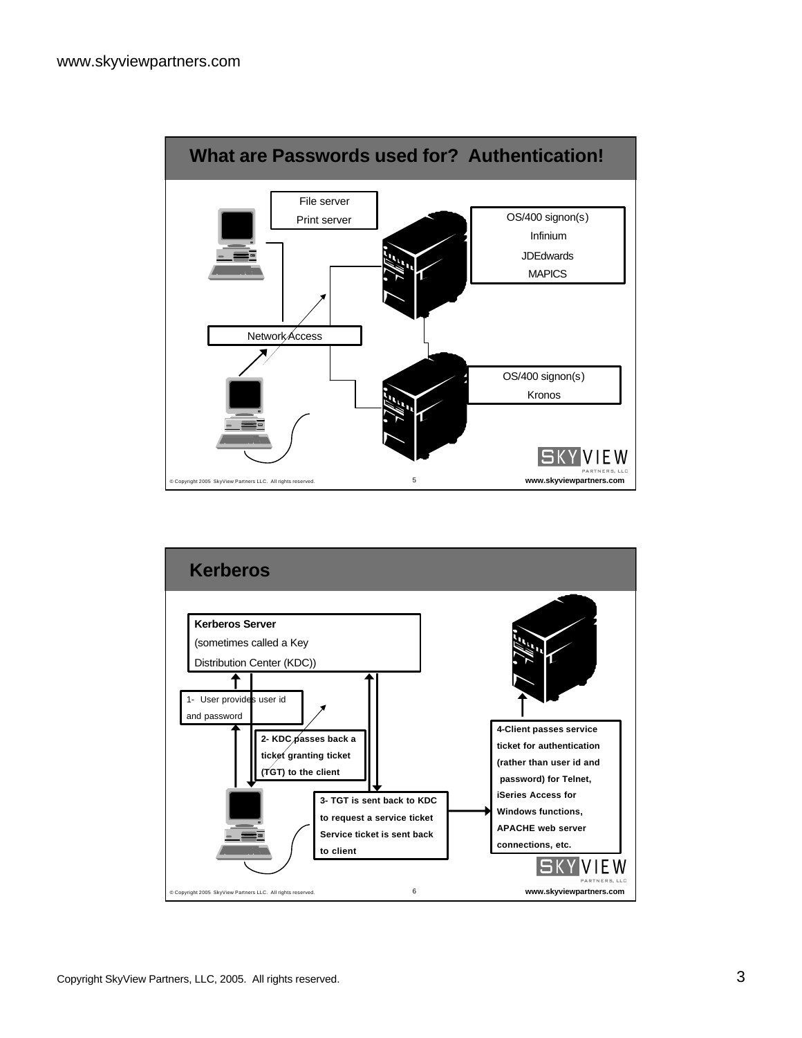## What are Passwords used for? Authentication!

File server
Print server

OS/400 signon(s)
Infinium
JDEdwards
MAPICS

Network Access

OS/400 signon(s)
Kronos

## Kerberos

**Kerberos Server**
(sometimes called a Key Distribution Center (KDC))

1- User provides user id and password

**2- KDC passes back a ticket granting ticket (TGT) to the client**

**3- TGT is sent back to KDC to request a service ticket Service ticket is sent back to client**

**4-Client passes service ticket for authentication (rather than user id and password) for Telnet, iSeries Access for Windows functions, APACHE web server connections, etc.**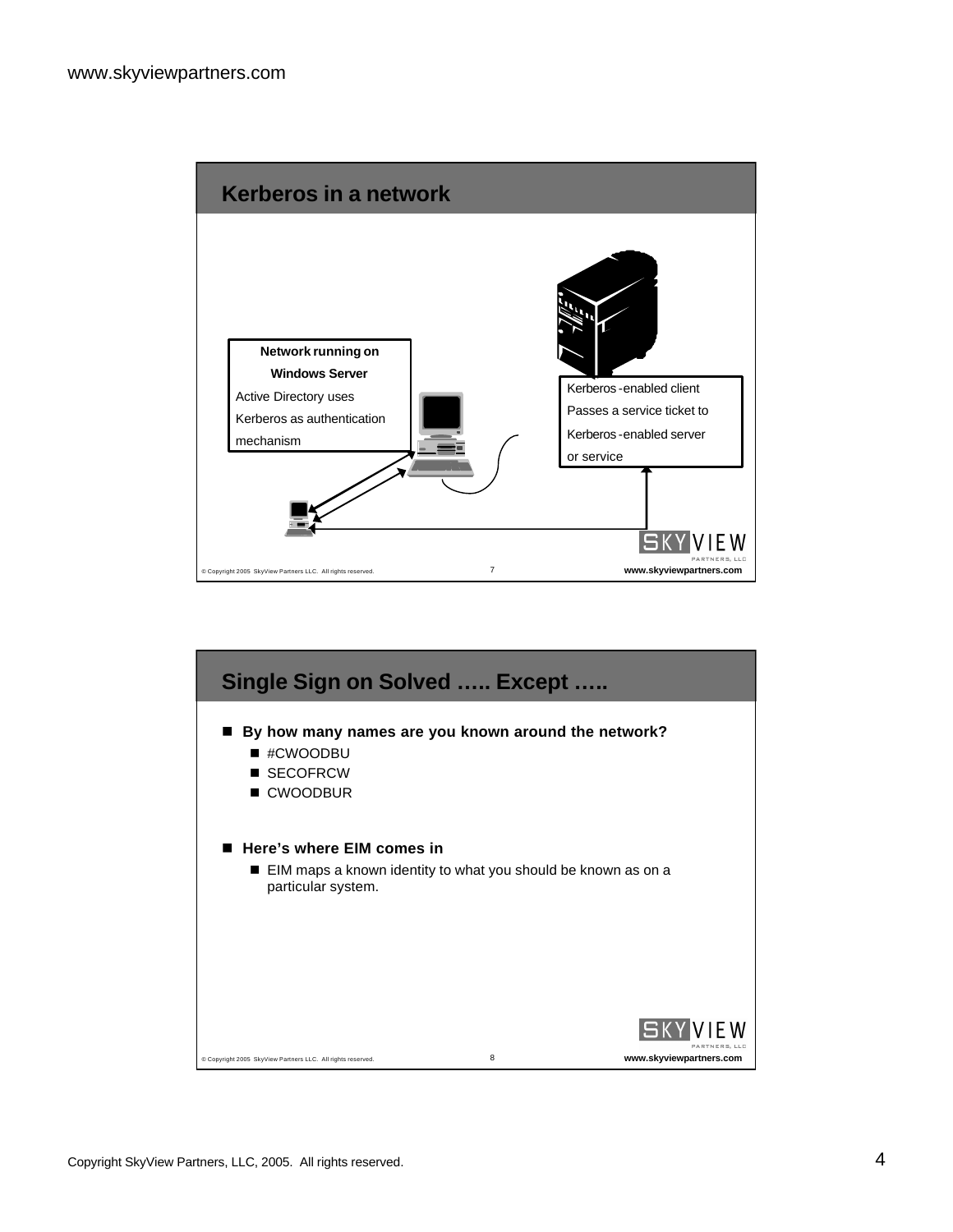## Kerberos in a network

**Network running on Windows Server**

Active Directory uses Kerberos as authentication mechanism

Kerberos-enabled client Passes a service ticket to Kerberos-enabled server or service

## Single Sign on Solved ….. Except …..

- **By how many names are you known around the network?**
  - #CWOODBU
  - SECOFRCW
  - CWOODBUR
- **Here's where EIM comes in**
  - EIM maps a known identity to what you should be known as on a particular system.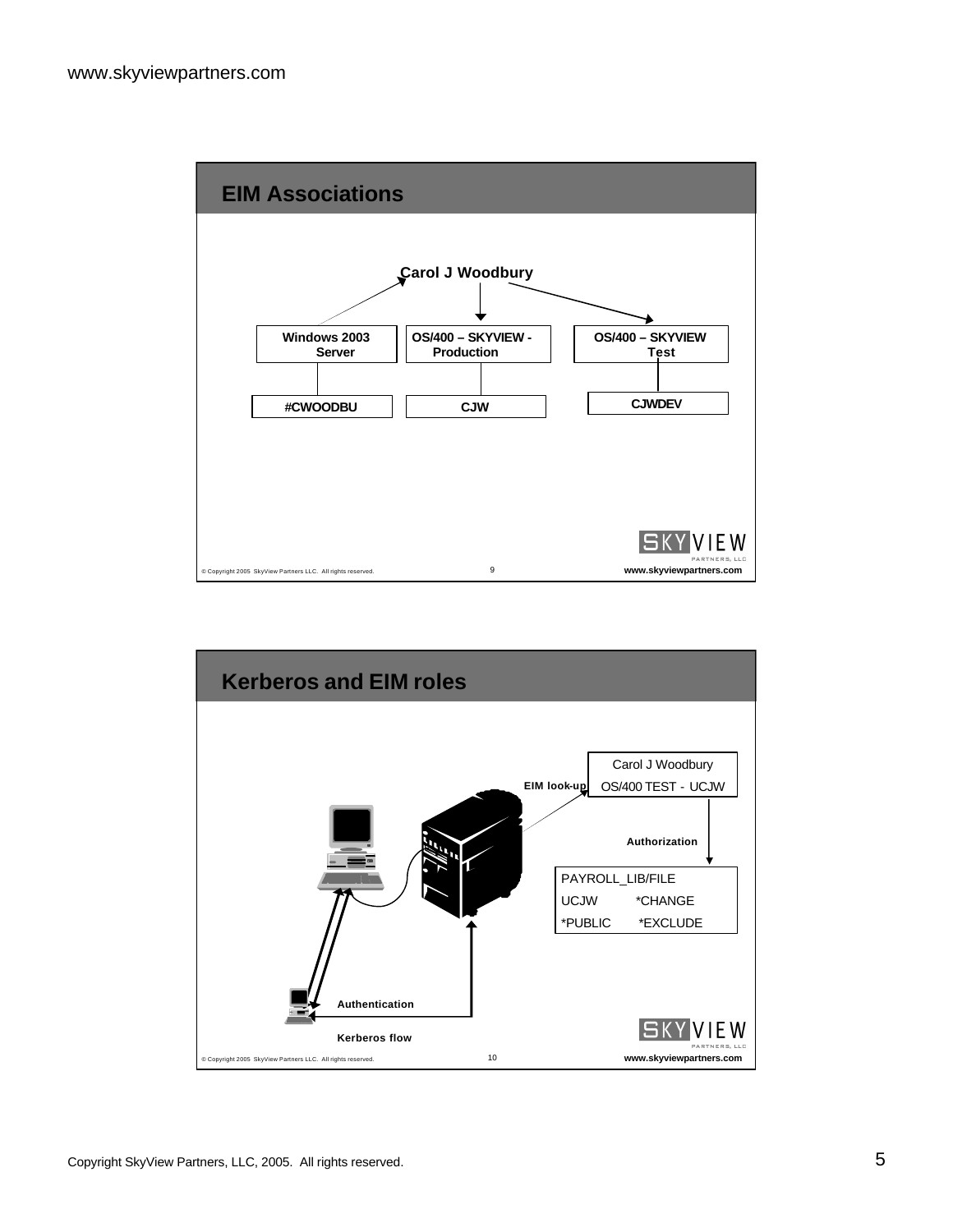## EIM Associations

Carol J Woodbury

| Windows 2003 Server | OS/400 – SKYVIEW - Production | OS/400 – SKYVIEW Test |
| --- | --- | --- |
| #CWOODBU | CJW | CJWDEV |

## Kerberos and EIM roles

EIM look-up

Carol J Woodbury
OS/400 TEST - UCJW

Authorization

| PAYROLL_LIB/FILE | |
| --- | --- |
| UCJW | *CHANGE |
| *PUBLIC | *EXCLUDE |

Authentication

Kerberos flow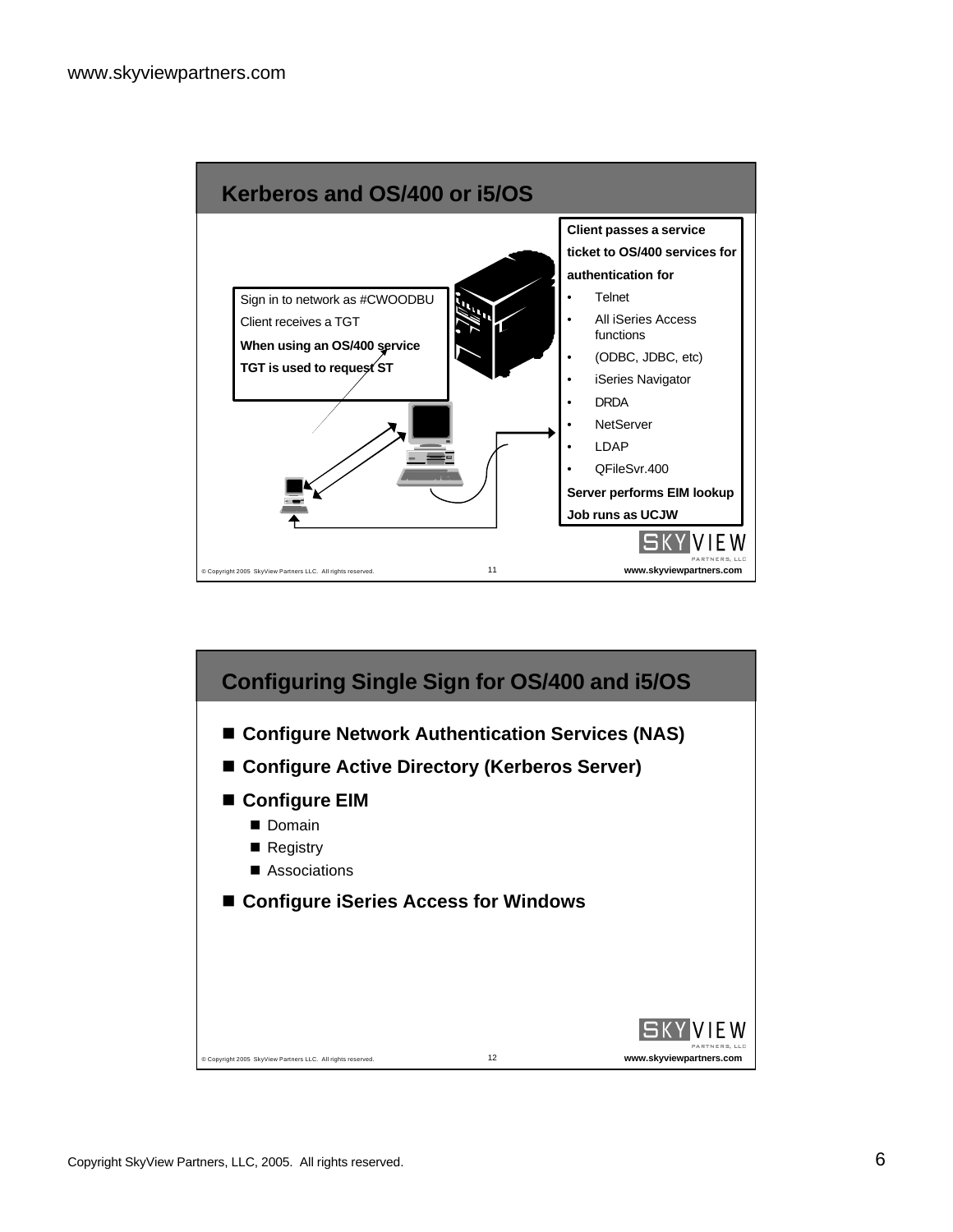## Kerberos and OS/400 or i5/OS

Sign in to network as #CWOODBU

Client receives a TGT

**When using an OS/400 service**

**TGT is used to request ST**

**Client passes a service ticket to OS/400 services for authentication for**

- Telnet
- All iSeries Access functions
- (ODBC, JDBC, etc)
- iSeries Navigator
- DRDA
- NetServer
- LDAP
- QFileSvr.400

**Server performs EIM lookup**

**Job runs as UCJW**

## Configuring Single Sign for OS/400 and i5/OS

- **Configure Network Authentication Services (NAS)**
- **Configure Active Directory (Kerberos Server)**
- **Configure EIM**
  - Domain
  - Registry
  - Associations
- **Configure iSeries Access for Windows**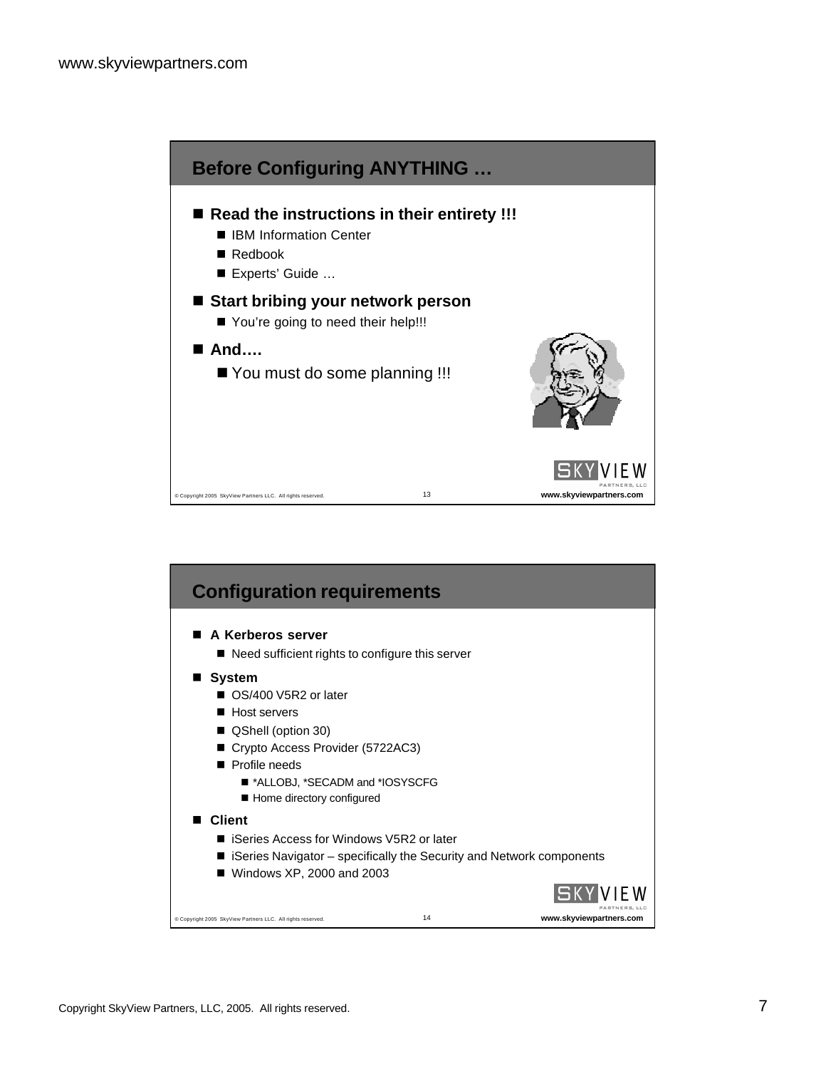## Before Configuring ANYTHING …

- **Read the instructions in their entirety !!!**
  - IBM Information Center
  - Redbook
  - Experts' Guide …
- **Start bribing your network person**
  - You're going to need their help!!!
- **And….**
  - You must do some planning !!!

## Configuration requirements

- **A Kerberos server**
  - Need sufficient rights to configure this server
- **System**
  - OS/400 V5R2 or later
  - Host servers
  - QShell (option 30)
  - Crypto Access Provider (5722AC3)
  - Profile needs
    - *ALLOBJ, *SECADM and *IOSYSCFG
    - Home directory configured
- **Client**
  - iSeries Access for Windows V5R2 or later
  - iSeries Navigator – specifically the Security and Network components
  - Windows XP, 2000 and 2003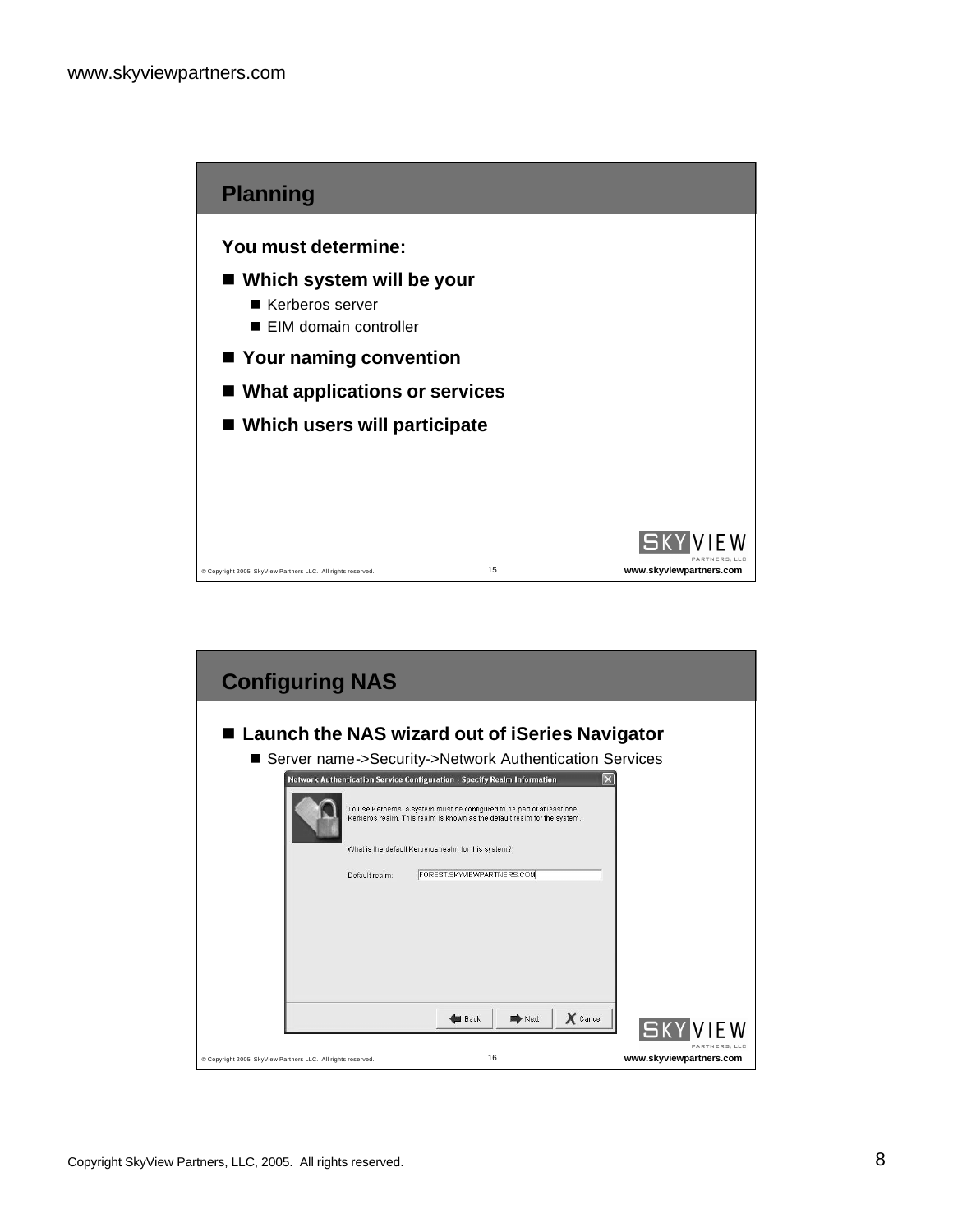## Planning

**You must determine:**

- **Which system will be your**
  - Kerberos server
  - EIM domain controller
- **Your naming convention**
- **What applications or services**
- **Which users will participate**

## Configuring NAS

- **Launch the NAS wizard out of iSeries Navigator**
  - Server name->Security->Network Authentication Services

Network Authentication Service Configuration - Specify Realm Information

To use Kerberos, a system must be configured to be part of at least one Kerberos realm. This realm is known as the default realm for the system.

What is the default Kerberos realm for this system?

Default realm: FOREST.SKYVIEWPARTNERS.COM

Back | Next | Cancel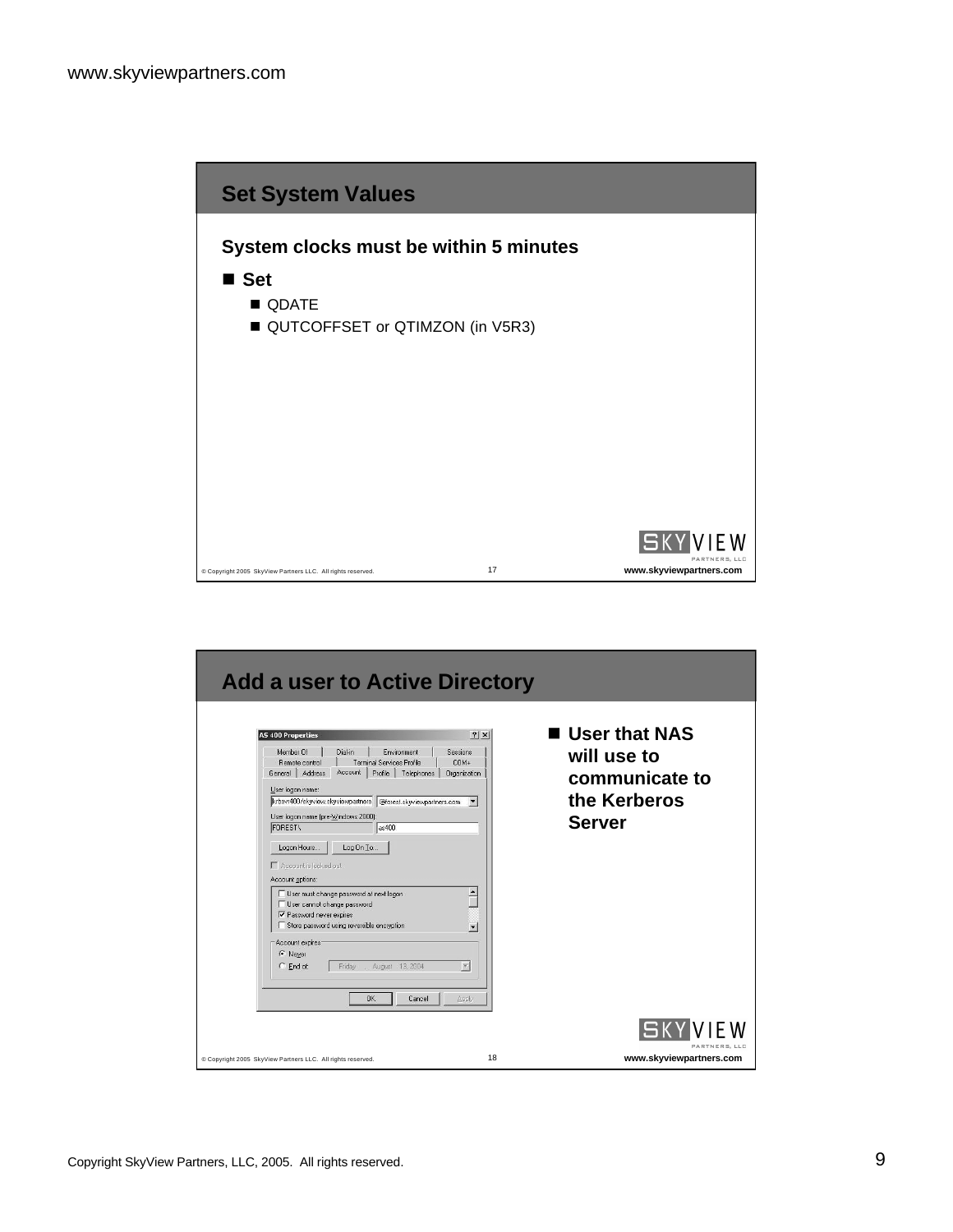## Set System Values

**System clocks must be within 5 minutes**

- **Set**
  - QDATE
  - QUTCOFFSET or QTIMZON (in V5R3)

## Add a user to Active Directory

- **User that NAS will use to communicate to the Kerberos Server**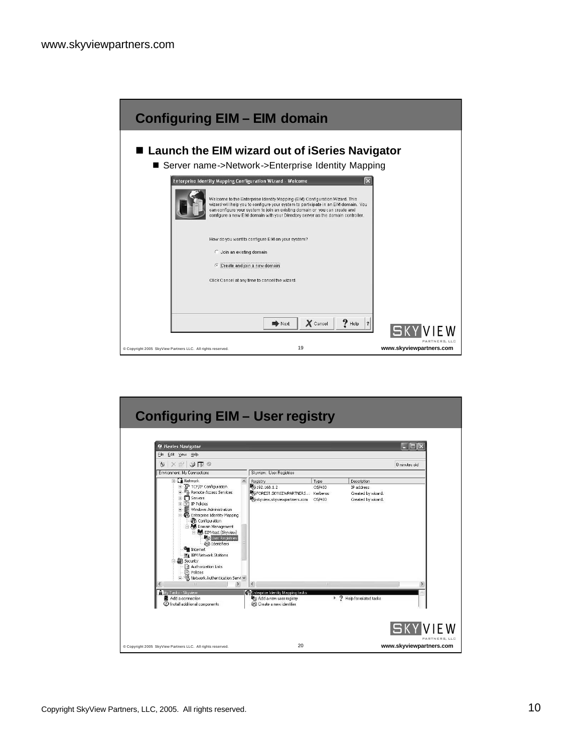## Configuring EIM – EIM domain

- **Launch the EIM wizard out of iSeries Navigator**
  - Server name->Network->Enterprise Identity Mapping

Enterprise Identity Mapping Configuration Wizard - Welcome

Welcome to the Enterprise Identity Mapping (EIM) Configuration Wizard. This wizard will help you to configure your system to participate in an EIM domain. You can configure your system to join an existing domain or you can create and configure a new EIM domain with your Directory server as the domain controller.

How do you want to configure EIM on your system?

- Join an existing domain
- Create and join a new domain

Click Cancel at any time to cancel the wizard.

Next | Cancel | Help

© Copyright 2005 SkyView Partners LLC. All rights reserved. 19 www.skyviewpartners.com

## Configuring EIM – User registry

iSeries Navigator

Skyview: User Registries

| Registry | Type | Description |
| --- | --- | --- |
| 192.168.1.2 | OS/400 | IP address |
| FOREST.SKYVIEWPARTNERS... | Kerberos | Created by wizard. |
| skyview.skyviewpartners.com | OS/400 | Created by wizard. |

Enterprise Identity Mapping tasks: Add a new user registry; Create a new identifier; Help for related tasks

© Copyright 2005 SkyView Partners LLC. All rights reserved. 20 www.skyviewpartners.com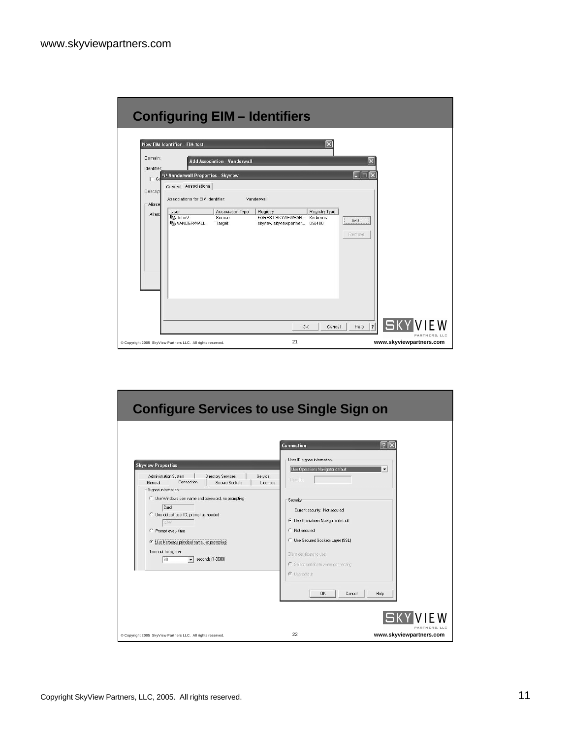## Configuring EIM – Identifiers

New EIM Identifier - EIM-test

Add Association - Vanderwall

Vanderwall Properties - Skyview

General | Associations

Associations for EIM identifier: Vanderwall

| User | Association Type | Registry | Registry Type |
|---|---|---|---|
| JohnV | Source | FOREST.SKYVIEWPAR... | Kerberos |
| VANDERWALL | Target | skyview.skyviewpartner... | OS/400 |

Add... | Remove

OK | Cancel | Help

## Configure Services to use Single Sign on

Skyview Properties

Administration System | Directory Services | Service | General | Connection | Secure Sockets | Licenses

Signon information

- Use Windows user name and password, no prompting
- Use default user ID, prompt as needed
- Prompt every time
- Use Kerberos principal name, no prompting

Time-out for signon: 30 seconds (1-3600)

Connection

User ID signon information: Use Operations Navigator default

User ID:

Security

Current security: Not secured

- Use Operations Navigator default
- Not secured
- Use Secured Sockets Layer (SSL)

Client certificate to use:

- Select certificate when connecting
- Use default

OK | Cancel | Help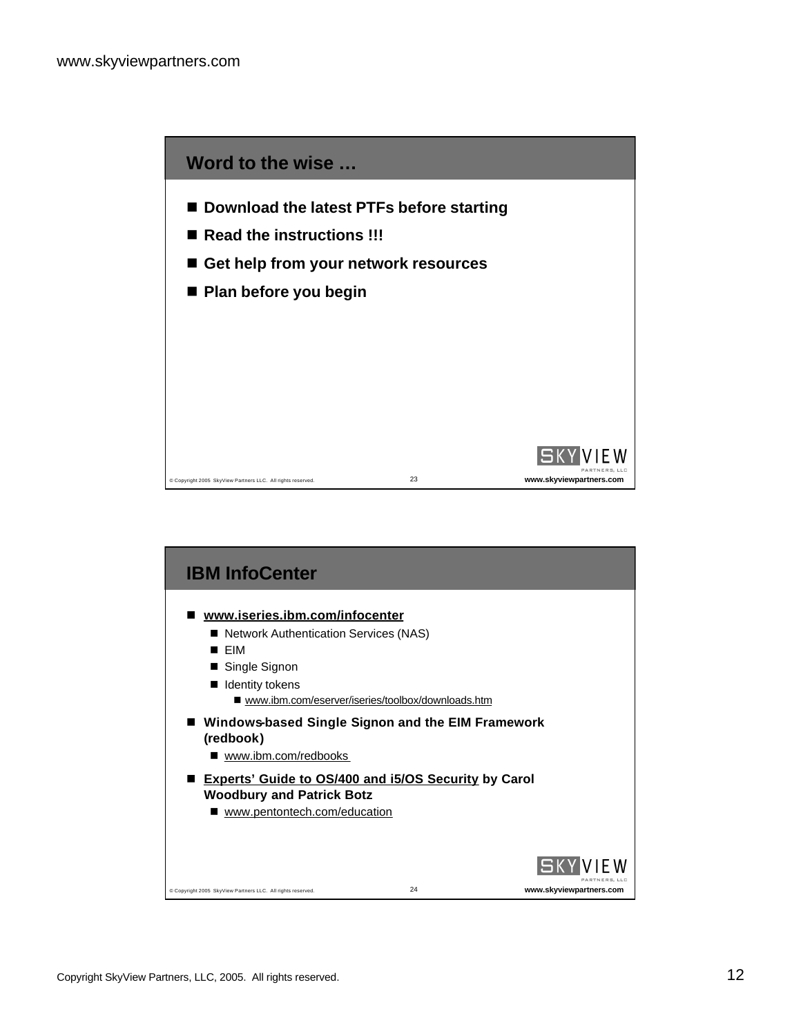## Word to the wise …

- Download the latest PTFs before starting
- Read the instructions !!!
- Get help from your network resources
- Plan before you begin

## IBM InfoCenter

- **www.iseries.ibm.com/infocenter**
  - Network Authentication Services (NAS)
  - EIM
  - Single Signon
  - Identity tokens
    - www.ibm.com/eserver/iseries/toolbox/downloads.htm
- **Windows-based Single Signon and the EIM Framework (redbook)**
  - www.ibm.com/redbooks
- **Experts' Guide to OS/400 and i5/OS Security by Carol Woodbury and Patrick Botz**
  - www.pentontech.com/education